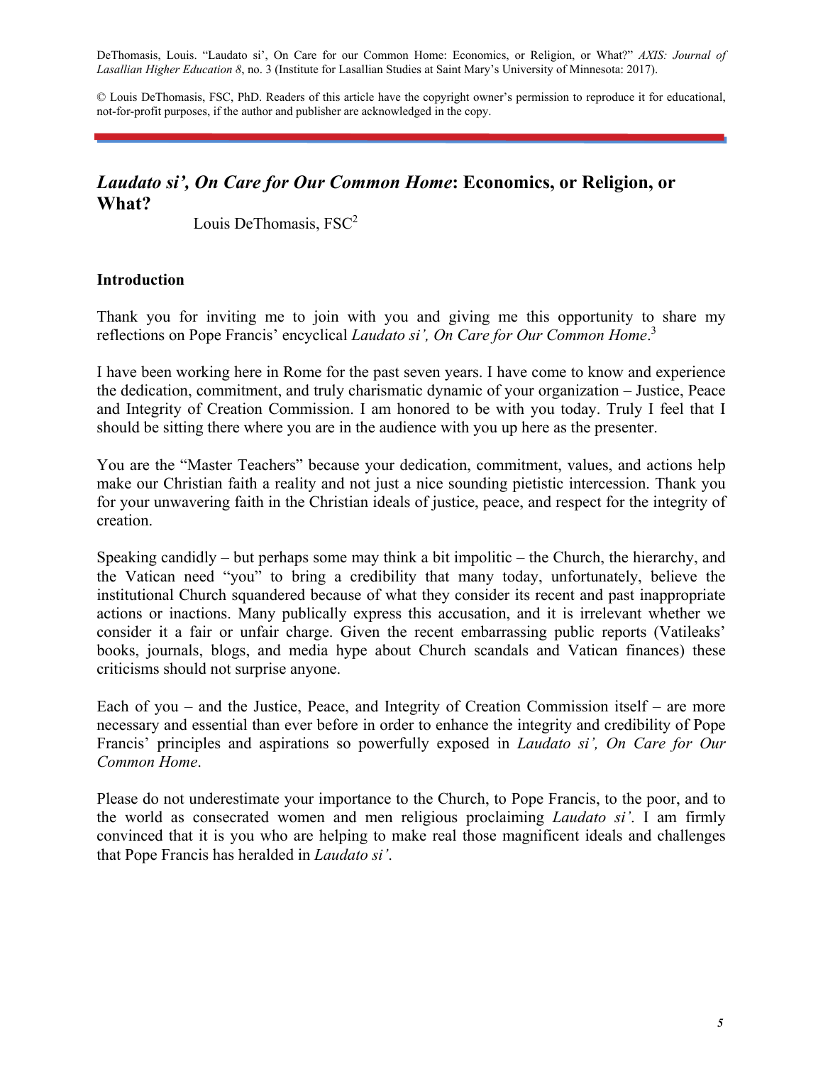DeThomasis, Louis. "Laudato si', On Care for our Common Home: Economics, or Religion, or What?" *AXIS: Journal of Lasallian Higher Education 8*, no. 3 (Institute for Lasallian Studies at Saint Mary's University of Minnesota: 2017).

© Louis DeThomasis, FSC, PhD. Readers of this article have the copyright owner's permission to reproduce it for educational, not-for-profit purposes, if the author and publisher are acknowledged in the copy.

# *Laudato si', On Care for Our Common Home*: Economics, or Religion, or What?

Louis DeThomasis, FSC[2]

## Introduction

Thank you for inviting me to join with you and giving me this opportunity to share my reflections on Pope Francis' encyclical *Laudato si', On Care for Our Common Home*.[3]

I have been working here in Rome for the past seven years. I have come to know and experience the dedication, commitment, and truly charismatic dynamic of your organization – Justice, Peace and Integrity of Creation Commission. I am honored to be with you today. Truly I feel that I should be sitting there where you are in the audience with you up here as the presenter.

You are the "Master Teachers" because your dedication, commitment, values, and actions help make our Christian faith a reality and not just a nice sounding pietistic intercession. Thank you for your unwavering faith in the Christian ideals of justice, peace, and respect for the integrity of creation.

Speaking candidly – but perhaps some may think a bit impolitic – the Church, the hierarchy, and the Vatican need "you" to bring a credibility that many today, unfortunately, believe the institutional Church squandered because of what they consider its recent and past inappropriate actions or inactions. Many publically express this accusation, and it is irrelevant whether we consider it a fair or unfair charge. Given the recent embarrassing public reports (Vatileaks' books, journals, blogs, and media hype about Church scandals and Vatican finances) these criticisms should not surprise anyone.

Each of you – and the Justice, Peace, and Integrity of Creation Commission itself – are more necessary and essential than ever before in order to enhance the integrity and credibility of Pope Francis' principles and aspirations so powerfully exposed in *Laudato si', On Care for Our Common Home*.

Please do not underestimate your importance to the Church, to Pope Francis, to the poor, and to the world as consecrated women and men religious proclaiming *Laudato si'*. I am firmly convinced that it is you who are helping to make real those magnificent ideals and challenges that Pope Francis has heralded in *Laudato si'*.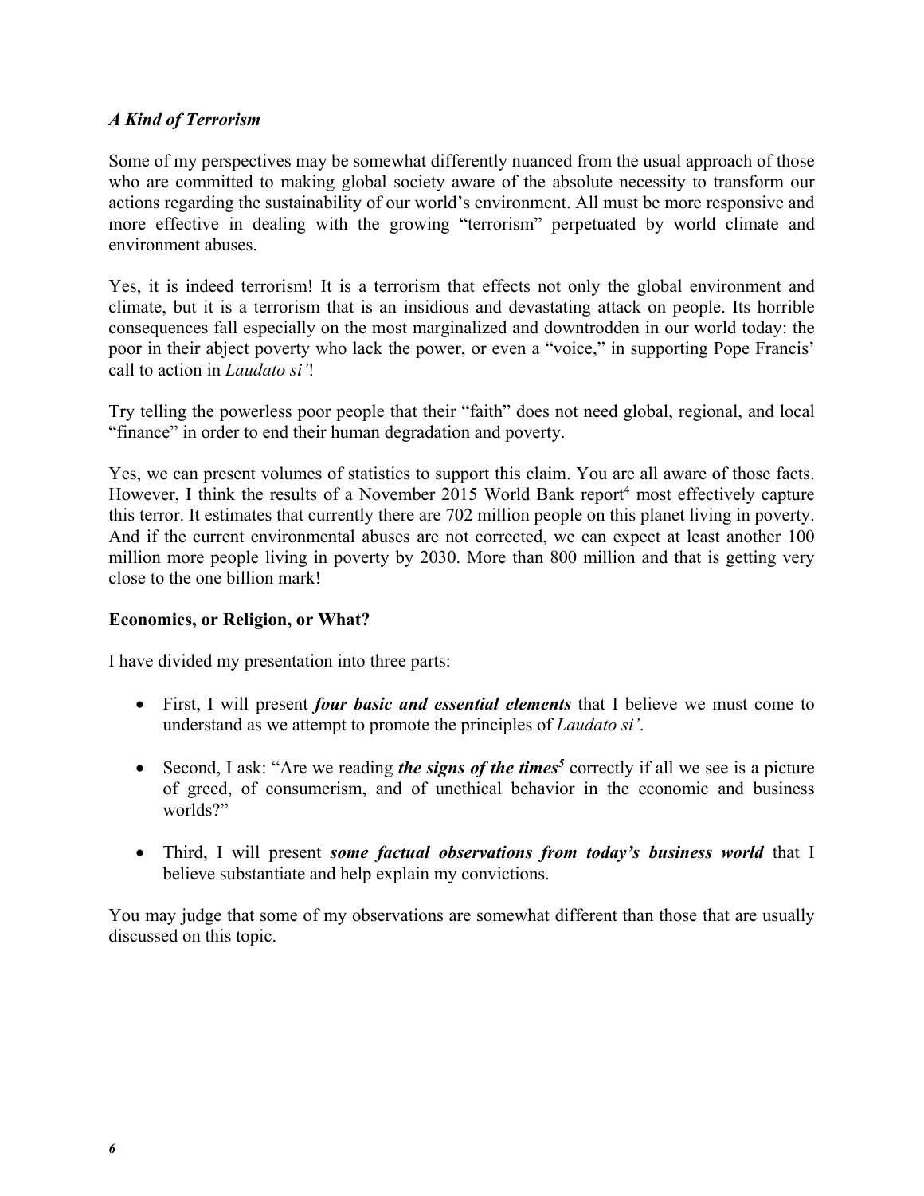### *A Kind of Terrorism*

Some of my perspectives may be somewhat differently nuanced from the usual approach of those who are committed to making global society aware of the absolute necessity to transform our actions regarding the sustainability of our world's environment. All must be more responsive and more effective in dealing with the growing "terrorism" perpetuated by world climate and environment abuses.

Yes, it is indeed terrorism! It is a terrorism that effects not only the global environment and climate, but it is a terrorism that is an insidious and devastating attack on people. Its horrible consequences fall especially on the most marginalized and downtrodden in our world today: the poor in their abject poverty who lack the power, or even a "voice," in supporting Pope Francis' call to action in *Laudato si'*!

Try telling the powerless poor people that their "faith" does not need global, regional, and local "finance" in order to end their human degradation and poverty.

Yes, we can present volumes of statistics to support this claim. You are all aware of those facts. However, I think the results of a November 2015 World Bank report[4] most effectively capture this terror. It estimates that currently there are 702 million people on this planet living in poverty. And if the current environmental abuses are not corrected, we can expect at least another 100 million more people living in poverty by 2030. More than 800 million and that is getting very close to the one billion mark!

### Economics, or Religion, or What?

I have divided my presentation into three parts:

- First, I will present ***four basic and essential elements*** that I believe we must come to understand as we attempt to promote the principles of *Laudato si'*.
- Second, I ask: "Are we reading ***the signs of the times***[5] correctly if all we see is a picture of greed, of consumerism, and of unethical behavior in the economic and business worlds?"
- Third, I will present ***some factual observations from today's business world*** that I believe substantiate and help explain my convictions.

You may judge that some of my observations are somewhat different than those that are usually discussed on this topic.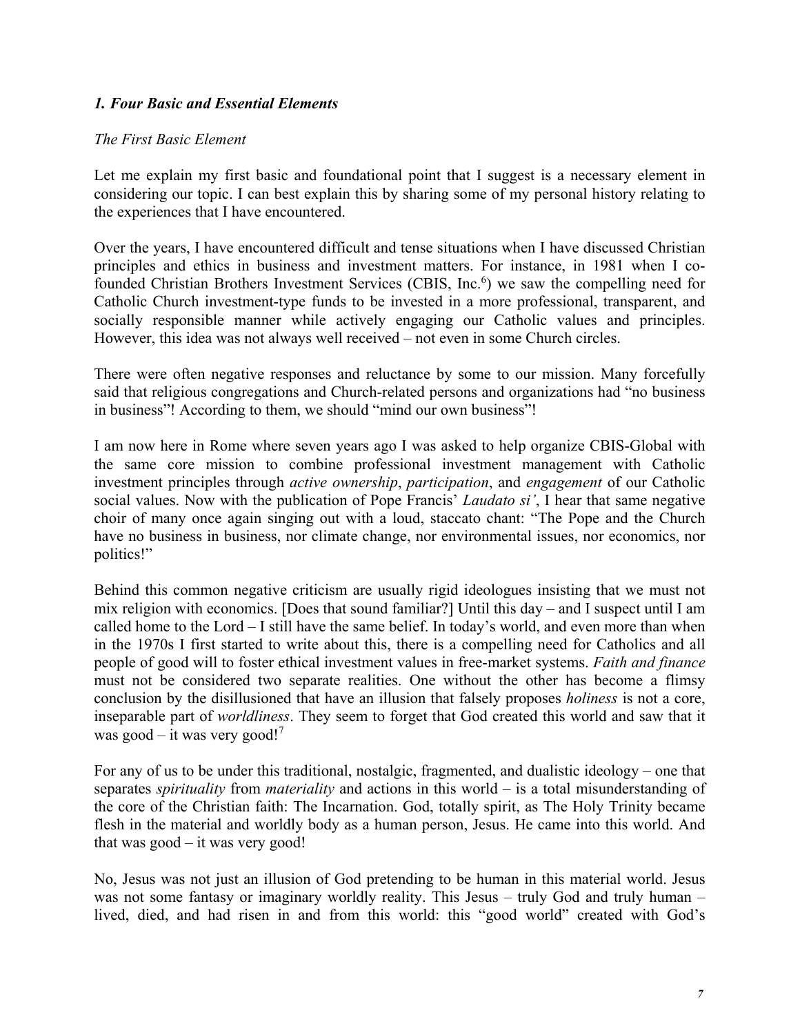### *1. Four Basic and Essential Elements*

*The First Basic Element*

Let me explain my first basic and foundational point that I suggest is a necessary element in considering our topic. I can best explain this by sharing some of my personal history relating to the experiences that I have encountered.

Over the years, I have encountered difficult and tense situations when I have discussed Christian principles and ethics in business and investment matters. For instance, in 1981 when I co-founded Christian Brothers Investment Services (CBIS, Inc.[6]) we saw the compelling need for Catholic Church investment-type funds to be invested in a more professional, transparent, and socially responsible manner while actively engaging our Catholic values and principles. However, this idea was not always well received – not even in some Church circles.

There were often negative responses and reluctance by some to our mission. Many forcefully said that religious congregations and Church-related persons and organizations had "no business in business"! According to them, we should "mind our own business"!

I am now here in Rome where seven years ago I was asked to help organize CBIS-Global with the same core mission to combine professional investment management with Catholic investment principles through *active ownership*, *participation*, and *engagement* of our Catholic social values. Now with the publication of Pope Francis' *Laudato si'*, I hear that same negative choir of many once again singing out with a loud, staccato chant: "The Pope and the Church have no business in business, nor climate change, nor environmental issues, nor economics, nor politics!"

Behind this common negative criticism are usually rigid ideologues insisting that we must not mix religion with economics. [Does that sound familiar?] Until this day – and I suspect until I am called home to the Lord – I still have the same belief. In today's world, and even more than when in the 1970s I first started to write about this, there is a compelling need for Catholics and all people of good will to foster ethical investment values in free-market systems. *Faith and finance* must not be considered two separate realities. One without the other has become a flimsy conclusion by the disillusioned that have an illusion that falsely proposes *holiness* is not a core, inseparable part of *worldliness*. They seem to forget that God created this world and saw that it was good – it was very good![7]

For any of us to be under this traditional, nostalgic, fragmented, and dualistic ideology – one that separates *spirituality* from *materiality* and actions in this world – is a total misunderstanding of the core of the Christian faith: The Incarnation. God, totally spirit, as The Holy Trinity became flesh in the material and worldly body as a human person, Jesus. He came into this world. And that was good – it was very good!

No, Jesus was not just an illusion of God pretending to be human in this material world. Jesus was not some fantasy or imaginary worldly reality. This Jesus – truly God and truly human – lived, died, and had risen in and from this world: this "good world" created with God's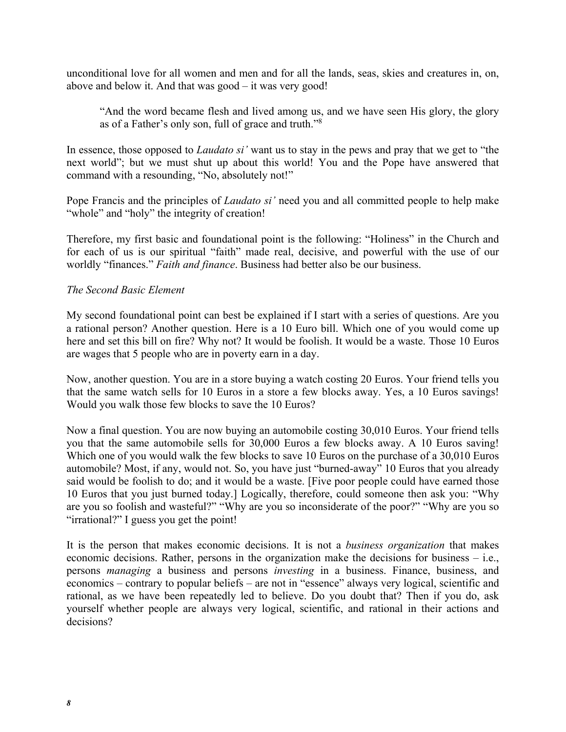unconditional love for all women and men and for all the lands, seas, skies and creatures in, on, above and below it. And that was good – it was very good!

> "And the word became flesh and lived among us, and we have seen His glory, the glory as of a Father's only son, full of grace and truth."[8]

In essence, those opposed to *Laudato si'* want us to stay in the pews and pray that we get to "the next world"; but we must shut up about this world! You and the Pope have answered that command with a resounding, "No, absolutely not!"

Pope Francis and the principles of *Laudato si'* need you and all committed people to help make "whole" and "holy" the integrity of creation!

Therefore, my first basic and foundational point is the following: "Holiness" in the Church and for each of us is our spiritual "faith" made real, decisive, and powerful with the use of our worldly "finances." *Faith and finance*. Business had better also be our business.

*The Second Basic Element*

My second foundational point can best be explained if I start with a series of questions. Are you a rational person? Another question. Here is a 10 Euro bill. Which one of you would come up here and set this bill on fire? Why not? It would be foolish. It would be a waste. Those 10 Euros are wages that 5 people who are in poverty earn in a day.

Now, another question. You are in a store buying a watch costing 20 Euros. Your friend tells you that the same watch sells for 10 Euros in a store a few blocks away. Yes, a 10 Euros savings! Would you walk those few blocks to save the 10 Euros?

Now a final question. You are now buying an automobile costing 30,010 Euros. Your friend tells you that the same automobile sells for 30,000 Euros a few blocks away. A 10 Euros saving! Which one of you would walk the few blocks to save 10 Euros on the purchase of a 30,010 Euros automobile? Most, if any, would not. So, you have just "burned-away" 10 Euros that you already said would be foolish to do; and it would be a waste. [Five poor people could have earned those 10 Euros that you just burned today.] Logically, therefore, could someone then ask you: "Why are you so foolish and wasteful?" "Why are you so inconsiderate of the poor?" "Why are you so "irrational?" I guess you get the point!

It is the person that makes economic decisions. It is not a *business organization* that makes economic decisions. Rather, persons in the organization make the decisions for business – i.e., persons *managing* a business and persons *investing* in a business. Finance, business, and economics – contrary to popular beliefs – are not in "essence" always very logical, scientific and rational, as we have been repeatedly led to believe. Do you doubt that? Then if you do, ask yourself whether people are always very logical, scientific, and rational in their actions and decisions?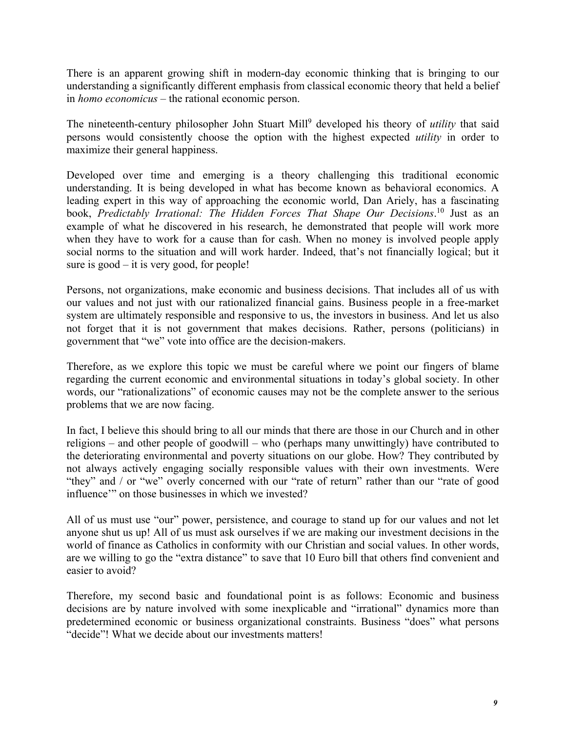There is an apparent growing shift in modern-day economic thinking that is bringing to our understanding a significantly different emphasis from classical economic theory that held a belief in *homo economicus* – the rational economic person.

The nineteenth-century philosopher John Stuart Mill[9] developed his theory of *utility* that said persons would consistently choose the option with the highest expected *utility* in order to maximize their general happiness.

Developed over time and emerging is a theory challenging this traditional economic understanding. It is being developed in what has become known as behavioral economics. A leading expert in this way of approaching the economic world, Dan Ariely, has a fascinating book, *Predictably Irrational: The Hidden Forces That Shape Our Decisions*.[10] Just as an example of what he discovered in his research, he demonstrated that people will work more when they have to work for a cause than for cash. When no money is involved people apply social norms to the situation and will work harder. Indeed, that's not financially logical; but it sure is good – it is very good, for people!

Persons, not organizations, make economic and business decisions. That includes all of us with our values and not just with our rationalized financial gains. Business people in a free-market system are ultimately responsible and responsive to us, the investors in business. And let us also not forget that it is not government that makes decisions. Rather, persons (politicians) in government that "we" vote into office are the decision-makers.

Therefore, as we explore this topic we must be careful where we point our fingers of blame regarding the current economic and environmental situations in today's global society. In other words, our "rationalizations" of economic causes may not be the complete answer to the serious problems that we are now facing.

In fact, I believe this should bring to all our minds that there are those in our Church and in other religions – and other people of goodwill – who (perhaps many unwittingly) have contributed to the deteriorating environmental and poverty situations on our globe. How? They contributed by not always actively engaging socially responsible values with their own investments. Were "they" and / or "we" overly concerned with our "rate of return" rather than our "rate of good influence'" on those businesses in which we invested?

All of us must use "our" power, persistence, and courage to stand up for our values and not let anyone shut us up! All of us must ask ourselves if we are making our investment decisions in the world of finance as Catholics in conformity with our Christian and social values. In other words, are we willing to go the "extra distance" to save that 10 Euro bill that others find convenient and easier to avoid?

Therefore, my second basic and foundational point is as follows: Economic and business decisions are by nature involved with some inexplicable and "irrational" dynamics more than predetermined economic or business organizational constraints. Business "does" what persons "decide"! What we decide about our investments matters!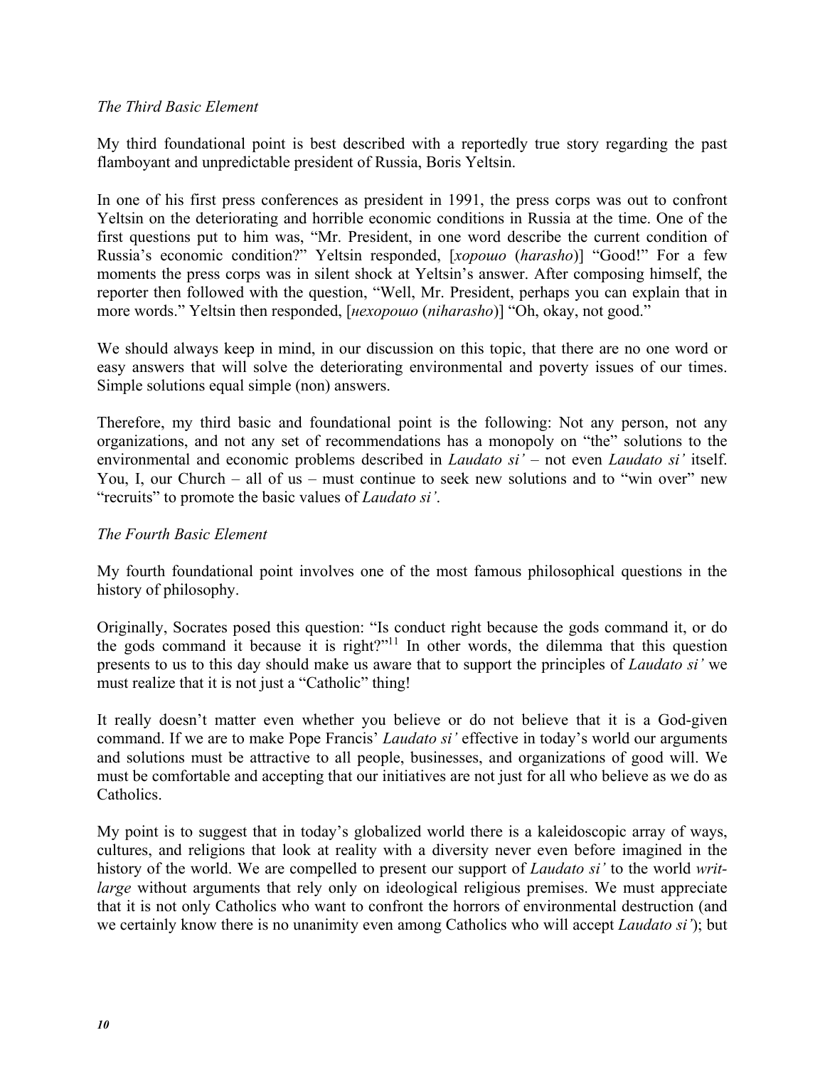*The Third Basic Element*

My third foundational point is best described with a reportedly true story regarding the past flamboyant and unpredictable president of Russia, Boris Yeltsin.

In one of his first press conferences as president in 1991, the press corps was out to confront Yeltsin on the deteriorating and horrible economic conditions in Russia at the time. One of the first questions put to him was, "Mr. President, in one word describe the current condition of Russia's economic condition?" Yeltsin responded, [*хорошо* (*harasho*)] "Good!" For a few moments the press corps was in silent shock at Yeltsin's answer. After composing himself, the reporter then followed with the question, "Well, Mr. President, perhaps you can explain that in more words." Yeltsin then responded, [*нехорошо* (*niharasho*)] "Oh, okay, not good."

We should always keep in mind, in our discussion on this topic, that there are no one word or easy answers that will solve the deteriorating environmental and poverty issues of our times. Simple solutions equal simple (non) answers.

Therefore, my third basic and foundational point is the following: Not any person, not any organizations, and not any set of recommendations has a monopoly on "the" solutions to the environmental and economic problems described in *Laudato si'* – not even *Laudato si'* itself. You, I, our Church – all of us – must continue to seek new solutions and to "win over" new "recruits" to promote the basic values of *Laudato si'*.

*The Fourth Basic Element*

My fourth foundational point involves one of the most famous philosophical questions in the history of philosophy.

Originally, Socrates posed this question: "Is conduct right because the gods command it, or do the gods command it because it is right?"[11] In other words, the dilemma that this question presents to us to this day should make us aware that to support the principles of *Laudato si'* we must realize that it is not just a "Catholic" thing!

It really doesn't matter even whether you believe or do not believe that it is a God-given command. If we are to make Pope Francis' *Laudato si'* effective in today's world our arguments and solutions must be attractive to all people, businesses, and organizations of good will. We must be comfortable and accepting that our initiatives are not just for all who believe as we do as Catholics.

My point is to suggest that in today's globalized world there is a kaleidoscopic array of ways, cultures, and religions that look at reality with a diversity never even before imagined in the history of the world. We are compelled to present our support of *Laudato si'* to the world *writ-large* without arguments that rely only on ideological religious premises. We must appreciate that it is not only Catholics who want to confront the horrors of environmental destruction (and we certainly know there is no unanimity even among Catholics who will accept *Laudato si'*); but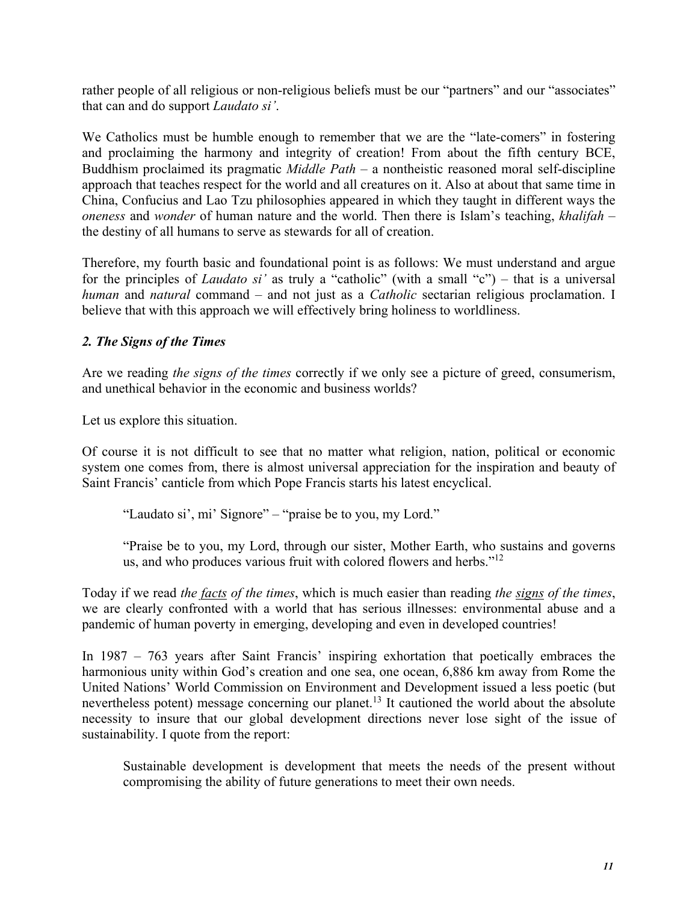rather people of all religious or non-religious beliefs must be our "partners" and our "associates" that can and do support *Laudato si'*.

We Catholics must be humble enough to remember that we are the "late-comers" in fostering and proclaiming the harmony and integrity of creation! From about the fifth century BCE, Buddhism proclaimed its pragmatic *Middle Path* – a nontheistic reasoned moral self-discipline approach that teaches respect for the world and all creatures on it. Also at about that same time in China, Confucius and Lao Tzu philosophies appeared in which they taught in different ways the *oneness* and *wonder* of human nature and the world. Then there is Islam's teaching, *khalifah* – the destiny of all humans to serve as stewards for all of creation.

Therefore, my fourth basic and foundational point is as follows: We must understand and argue for the principles of *Laudato si'* as truly a "catholic" (with a small "c") – that is a universal *human* and *natural* command – and not just as a *Catholic* sectarian religious proclamation. I believe that with this approach we will effectively bring holiness to worldliness.

### *2. The Signs of the Times*

Are we reading *the signs of the times* correctly if we only see a picture of greed, consumerism, and unethical behavior in the economic and business worlds?

Let us explore this situation.

Of course it is not difficult to see that no matter what religion, nation, political or economic system one comes from, there is almost universal appreciation for the inspiration and beauty of Saint Francis' canticle from which Pope Francis starts his latest encyclical.

> "Laudato si', mi' Signore" – "praise be to you, my Lord."
>
> "Praise be to you, my Lord, through our sister, Mother Earth, who sustains and governs us, and who produces various fruit with colored flowers and herbs."[12]

Today if we read *the facts of the times*, which is much easier than reading *the signs of the times*, we are clearly confronted with a world that has serious illnesses: environmental abuse and a pandemic of human poverty in emerging, developing and even in developed countries!

In 1987 – 763 years after Saint Francis' inspiring exhortation that poetically embraces the harmonious unity within God's creation and one sea, one ocean, 6,886 km away from Rome the United Nations' World Commission on Environment and Development issued a less poetic (but nevertheless potent) message concerning our planet.[13] It cautioned the world about the absolute necessity to insure that our global development directions never lose sight of the issue of sustainability. I quote from the report:

> Sustainable development is development that meets the needs of the present without compromising the ability of future generations to meet their own needs.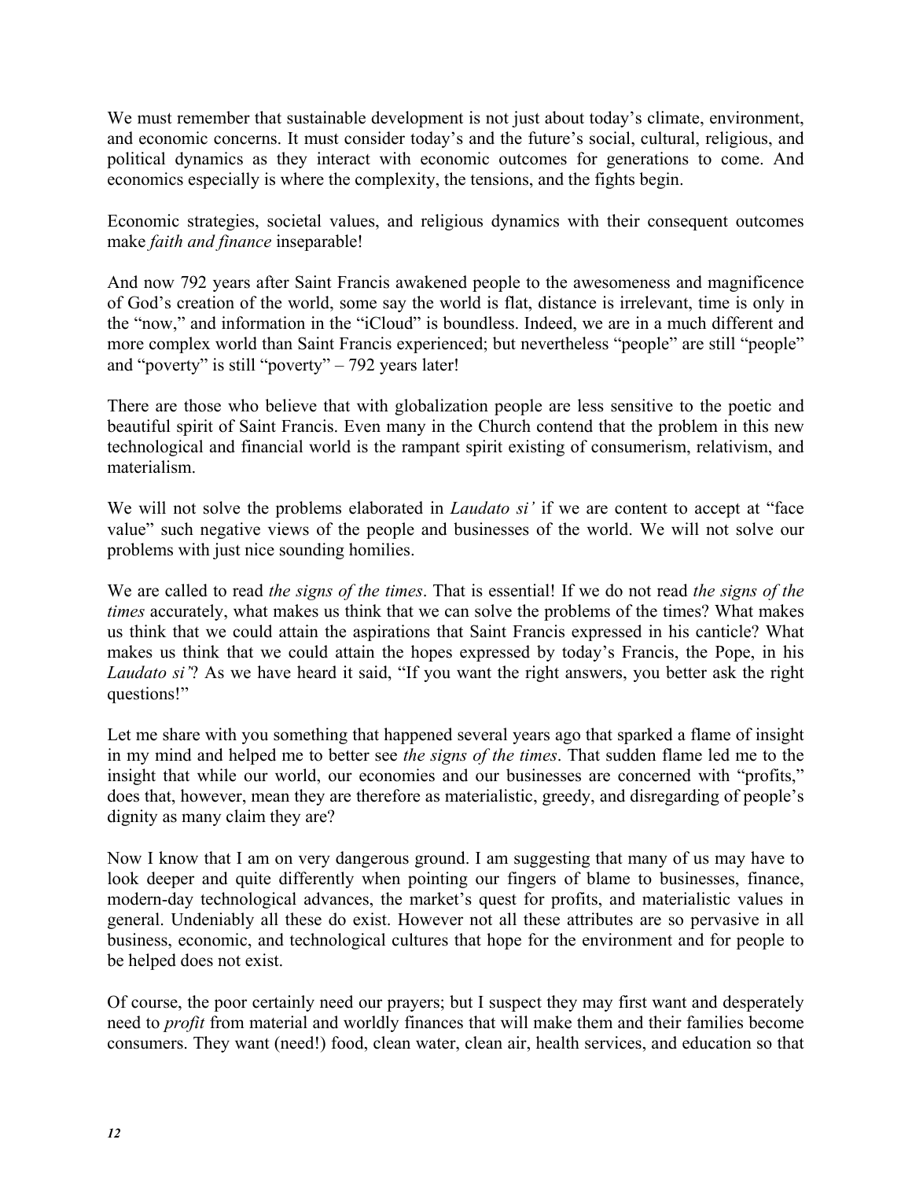We must remember that sustainable development is not just about today's climate, environment, and economic concerns. It must consider today's and the future's social, cultural, religious, and political dynamics as they interact with economic outcomes for generations to come. And economics especially is where the complexity, the tensions, and the fights begin.

Economic strategies, societal values, and religious dynamics with their consequent outcomes make *faith and finance* inseparable!

And now 792 years after Saint Francis awakened people to the awesomeness and magnificence of God's creation of the world, some say the world is flat, distance is irrelevant, time is only in the "now," and information in the "iCloud" is boundless. Indeed, we are in a much different and more complex world than Saint Francis experienced; but nevertheless "people" are still "people" and "poverty" is still "poverty" – 792 years later!

There are those who believe that with globalization people are less sensitive to the poetic and beautiful spirit of Saint Francis. Even many in the Church contend that the problem in this new technological and financial world is the rampant spirit existing of consumerism, relativism, and materialism.

We will not solve the problems elaborated in *Laudato si'* if we are content to accept at "face value" such negative views of the people and businesses of the world. We will not solve our problems with just nice sounding homilies.

We are called to read *the signs of the times*. That is essential! If we do not read *the signs of the times* accurately, what makes us think that we can solve the problems of the times? What makes us think that we could attain the aspirations that Saint Francis expressed in his canticle? What makes us think that we could attain the hopes expressed by today's Francis, the Pope, in his *Laudato si'*? As we have heard it said, "If you want the right answers, you better ask the right questions!"

Let me share with you something that happened several years ago that sparked a flame of insight in my mind and helped me to better see *the signs of the times*. That sudden flame led me to the insight that while our world, our economies and our businesses are concerned with "profits," does that, however, mean they are therefore as materialistic, greedy, and disregarding of people's dignity as many claim they are?

Now I know that I am on very dangerous ground. I am suggesting that many of us may have to look deeper and quite differently when pointing our fingers of blame to businesses, finance, modern-day technological advances, the market's quest for profits, and materialistic values in general. Undeniably all these do exist. However not all these attributes are so pervasive in all business, economic, and technological cultures that hope for the environment and for people to be helped does not exist.

Of course, the poor certainly need our prayers; but I suspect they may first want and desperately need to *profit* from material and worldly finances that will make them and their families become consumers. They want (need!) food, clean water, clean air, health services, and education so that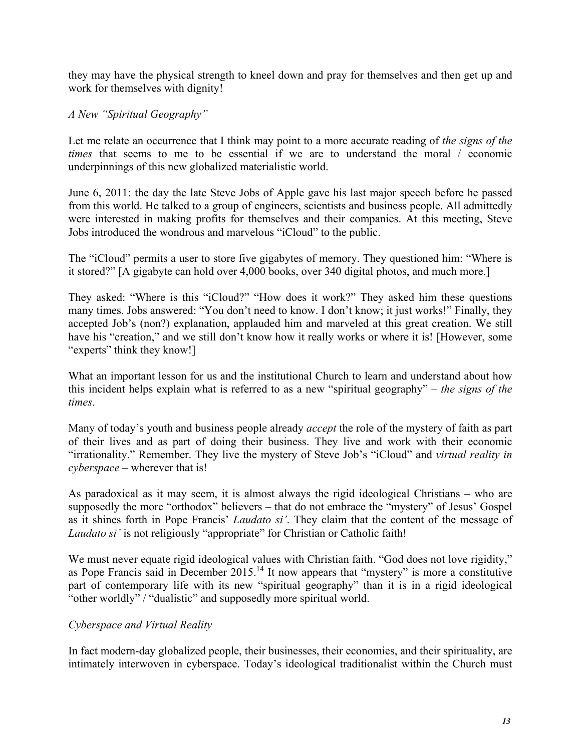they may have the physical strength to kneel down and pray for themselves and then get up and work for themselves with dignity!

*A New "Spiritual Geography"*

Let me relate an occurrence that I think may point to a more accurate reading of *the signs of the times* that seems to me to be essential if we are to understand the moral / economic underpinnings of this new globalized materialistic world.

June 6, 2011: the day the late Steve Jobs of Apple gave his last major speech before he passed from this world. He talked to a group of engineers, scientists and business people. All admittedly were interested in making profits for themselves and their companies. At this meeting, Steve Jobs introduced the wondrous and marvelous "iCloud" to the public.

The "iCloud" permits a user to store five gigabytes of memory. They questioned him: "Where is it stored?" [A gigabyte can hold over 4,000 books, over 340 digital photos, and much more.]

They asked: "Where is this "iCloud?" "How does it work?" They asked him these questions many times. Jobs answered: "You don't need to know. I don't know; it just works!" Finally, they accepted Job's (non?) explanation, applauded him and marveled at this great creation. We still have his "creation," and we still don't know how it really works or where it is! [However, some "experts" think they know!]

What an important lesson for us and the institutional Church to learn and understand about how this incident helps explain what is referred to as a new "spiritual geography" – *the signs of the times*.

Many of today's youth and business people already *accept* the role of the mystery of faith as part of their lives and as part of doing their business. They live and work with their economic "irrationality." Remember. They live the mystery of Steve Job's "iCloud" and *virtual reality in cyberspace* – wherever that is!

As paradoxical as it may seem, it is almost always the rigid ideological Christians – who are supposedly the more "orthodox" believers – that do not embrace the "mystery" of Jesus' Gospel as it shines forth in Pope Francis' *Laudato si'*. They claim that the content of the message of *Laudato si'* is not religiously "appropriate" for Christian or Catholic faith!

We must never equate rigid ideological values with Christian faith. "God does not love rigidity," as Pope Francis said in December 2015.[14] It now appears that "mystery" is more a constitutive part of contemporary life with its new "spiritual geography" than it is in a rigid ideological "other worldly" / "dualistic" and supposedly more spiritual world.

*Cyberspace and Virtual Reality*

In fact modern-day globalized people, their businesses, their economies, and their spirituality, are intimately interwoven in cyberspace. Today's ideological traditionalist within the Church must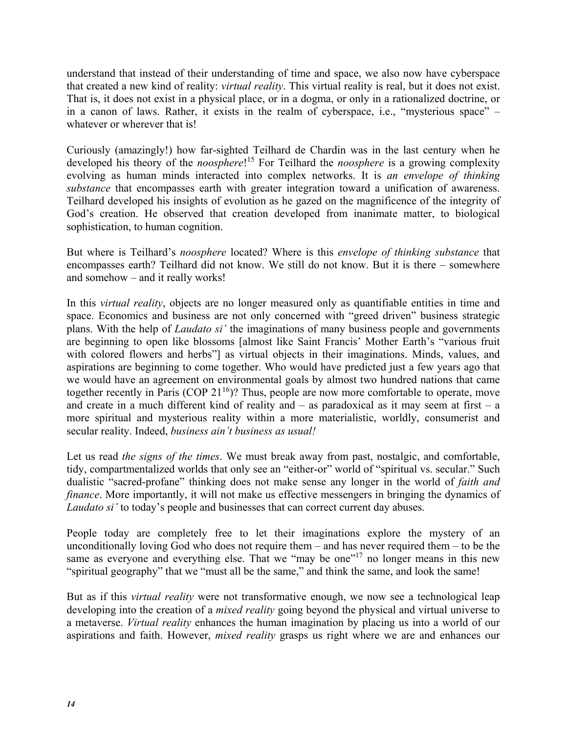understand that instead of their understanding of time and space, we also now have cyberspace that created a new kind of reality: *virtual reality*. This virtual reality is real, but it does not exist. That is, it does not exist in a physical place, or in a dogma, or only in a rationalized doctrine, or in a canon of laws. Rather, it exists in the realm of cyberspace, i.e., "mysterious space" – whatever or wherever that is!

Curiously (amazingly!) how far-sighted Teilhard de Chardin was in the last century when he developed his theory of the *noosphere*![15] For Teilhard the *noosphere* is a growing complexity evolving as human minds interacted into complex networks. It is *an envelope of thinking substance* that encompasses earth with greater integration toward a unification of awareness. Teilhard developed his insights of evolution as he gazed on the magnificence of the integrity of God's creation. He observed that creation developed from inanimate matter, to biological sophistication, to human cognition.

But where is Teilhard's *noosphere* located? Where is this *envelope of thinking substance* that encompasses earth? Teilhard did not know. We still do not know. But it is there – somewhere and somehow – and it really works!

In this *virtual reality*, objects are no longer measured only as quantifiable entities in time and space. Economics and business are not only concerned with "greed driven" business strategic plans. With the help of *Laudato si'* the imaginations of many business people and governments are beginning to open like blossoms [almost like Saint Francis' Mother Earth's "various fruit with colored flowers and herbs"] as virtual objects in their imaginations. Minds, values, and aspirations are beginning to come together. Who would have predicted just a few years ago that we would have an agreement on environmental goals by almost two hundred nations that came together recently in Paris (COP 21[16])? Thus, people are now more comfortable to operate, move and create in a much different kind of reality and – as paradoxical as it may seem at first – a more spiritual and mysterious reality within a more materialistic, worldly, consumerist and secular reality. Indeed, *business ain't business as usual!*

Let us read *the signs of the times*. We must break away from past, nostalgic, and comfortable, tidy, compartmentalized worlds that only see an "either-or" world of "spiritual vs. secular." Such dualistic "sacred-profane" thinking does not make sense any longer in the world of *faith and finance*. More importantly, it will not make us effective messengers in bringing the dynamics of *Laudato si'* to today's people and businesses that can correct current day abuses.

People today are completely free to let their imaginations explore the mystery of an unconditionally loving God who does not require them – and has never required them – to be the same as everyone and everything else. That we "may be one"[17] no longer means in this new "spiritual geography" that we "must all be the same," and think the same, and look the same!

But as if this *virtual reality* were not transformative enough, we now see a technological leap developing into the creation of a *mixed reality* going beyond the physical and virtual universe to a metaverse. *Virtual reality* enhances the human imagination by placing us into a world of our aspirations and faith. However, *mixed reality* grasps us right where we are and enhances our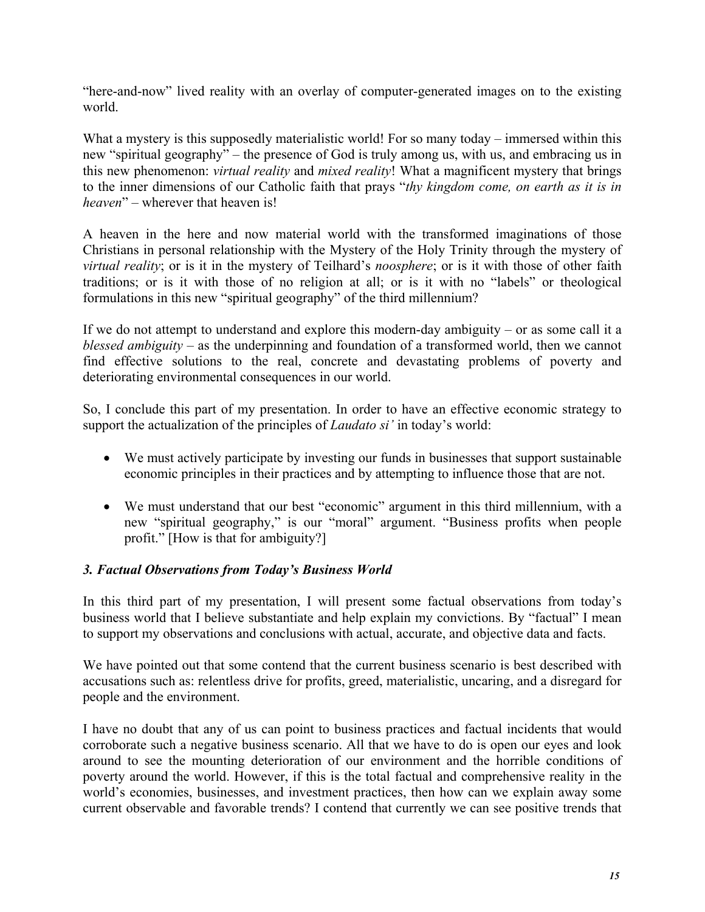"here-and-now" lived reality with an overlay of computer-generated images on to the existing world.

What a mystery is this supposedly materialistic world! For so many today – immersed within this new "spiritual geography" – the presence of God is truly among us, with us, and embracing us in this new phenomenon: *virtual reality* and *mixed reality*! What a magnificent mystery that brings to the inner dimensions of our Catholic faith that prays "*thy kingdom come, on earth as it is in heaven*" – wherever that heaven is!

A heaven in the here and now material world with the transformed imaginations of those Christians in personal relationship with the Mystery of the Holy Trinity through the mystery of *virtual reality*; or is it in the mystery of Teilhard's *noosphere*; or is it with those of other faith traditions; or is it with those of no religion at all; or is it with no "labels" or theological formulations in this new "spiritual geography" of the third millennium?

If we do not attempt to understand and explore this modern-day ambiguity – or as some call it a *blessed ambiguity* – as the underpinning and foundation of a transformed world, then we cannot find effective solutions to the real, concrete and devastating problems of poverty and deteriorating environmental consequences in our world.

So, I conclude this part of my presentation. In order to have an effective economic strategy to support the actualization of the principles of *Laudato si'* in today's world:

- We must actively participate by investing our funds in businesses that support sustainable economic principles in their practices and by attempting to influence those that are not.

- We must understand that our best "economic" argument in this third millennium, with a new "spiritual geography," is our "moral" argument. "Business profits when people profit." [How is that for ambiguity?]

### *3. Factual Observations from Today's Business World*

In this third part of my presentation, I will present some factual observations from today's business world that I believe substantiate and help explain my convictions. By "factual" I mean to support my observations and conclusions with actual, accurate, and objective data and facts.

We have pointed out that some contend that the current business scenario is best described with accusations such as: relentless drive for profits, greed, materialistic, uncaring, and a disregard for people and the environment.

I have no doubt that any of us can point to business practices and factual incidents that would corroborate such a negative business scenario. All that we have to do is open our eyes and look around to see the mounting deterioration of our environment and the horrible conditions of poverty around the world. However, if this is the total factual and comprehensive reality in the world's economies, businesses, and investment practices, then how can we explain away some current observable and favorable trends? I contend that currently we can see positive trends that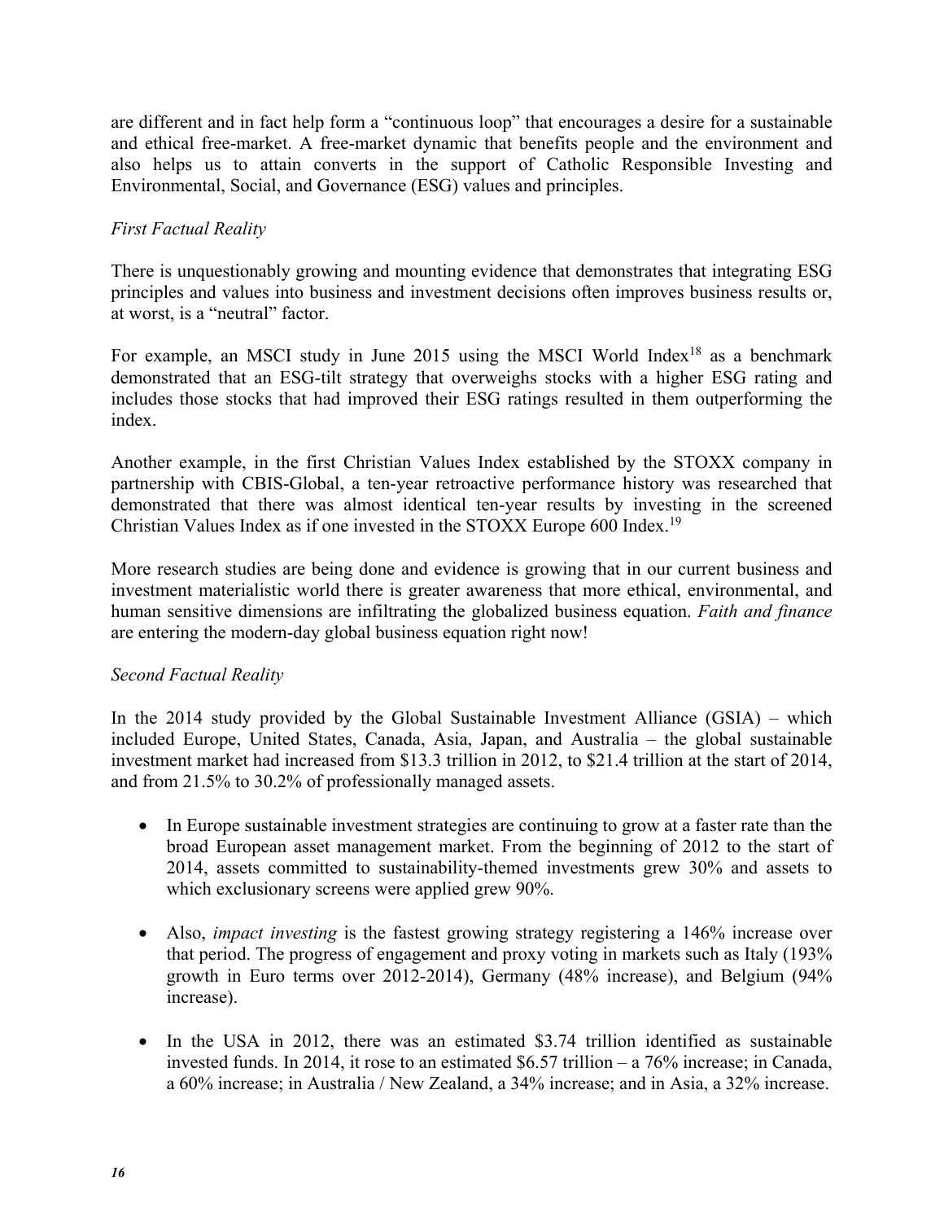are different and in fact help form a "continuous loop" that encourages a desire for a sustainable and ethical free-market. A free-market dynamic that benefits people and the environment and also helps us to attain converts in the support of Catholic Responsible Investing and Environmental, Social, and Governance (ESG) values and principles.

*First Factual Reality*

There is unquestionably growing and mounting evidence that demonstrates that integrating ESG principles and values into business and investment decisions often improves business results or, at worst, is a "neutral" factor.

For example, an MSCI study in June 2015 using the MSCI World Index[18] as a benchmark demonstrated that an ESG-tilt strategy that overweighs stocks with a higher ESG rating and includes those stocks that had improved their ESG ratings resulted in them outperforming the index.

Another example, in the first Christian Values Index established by the STOXX company in partnership with CBIS-Global, a ten-year retroactive performance history was researched that demonstrated that there was almost identical ten-year results by investing in the screened Christian Values Index as if one invested in the STOXX Europe 600 Index.[19]

More research studies are being done and evidence is growing that in our current business and investment materialistic world there is greater awareness that more ethical, environmental, and human sensitive dimensions are infiltrating the globalized business equation. *Faith and finance* are entering the modern-day global business equation right now!

*Second Factual Reality*

In the 2014 study provided by the Global Sustainable Investment Alliance (GSIA) – which included Europe, United States, Canada, Asia, Japan, and Australia – the global sustainable investment market had increased from $13.3 trillion in 2012, to $21.4 trillion at the start of 2014, and from 21.5% to 30.2% of professionally managed assets.

- In Europe sustainable investment strategies are continuing to grow at a faster rate than the broad European asset management market. From the beginning of 2012 to the start of 2014, assets committed to sustainability-themed investments grew 30% and assets to which exclusionary screens were applied grew 90%.

- Also, *impact investing* is the fastest growing strategy registering a 146% increase over that period. The progress of engagement and proxy voting in markets such as Italy (193% growth in Euro terms over 2012-2014), Germany (48% increase), and Belgium (94% increase).

- In the USA in 2012, there was an estimated $3.74 trillion identified as sustainable invested funds. In 2014, it rose to an estimated $6.57 trillion – a 76% increase; in Canada, a 60% increase; in Australia / New Zealand, a 34% increase; and in Asia, a 32% increase.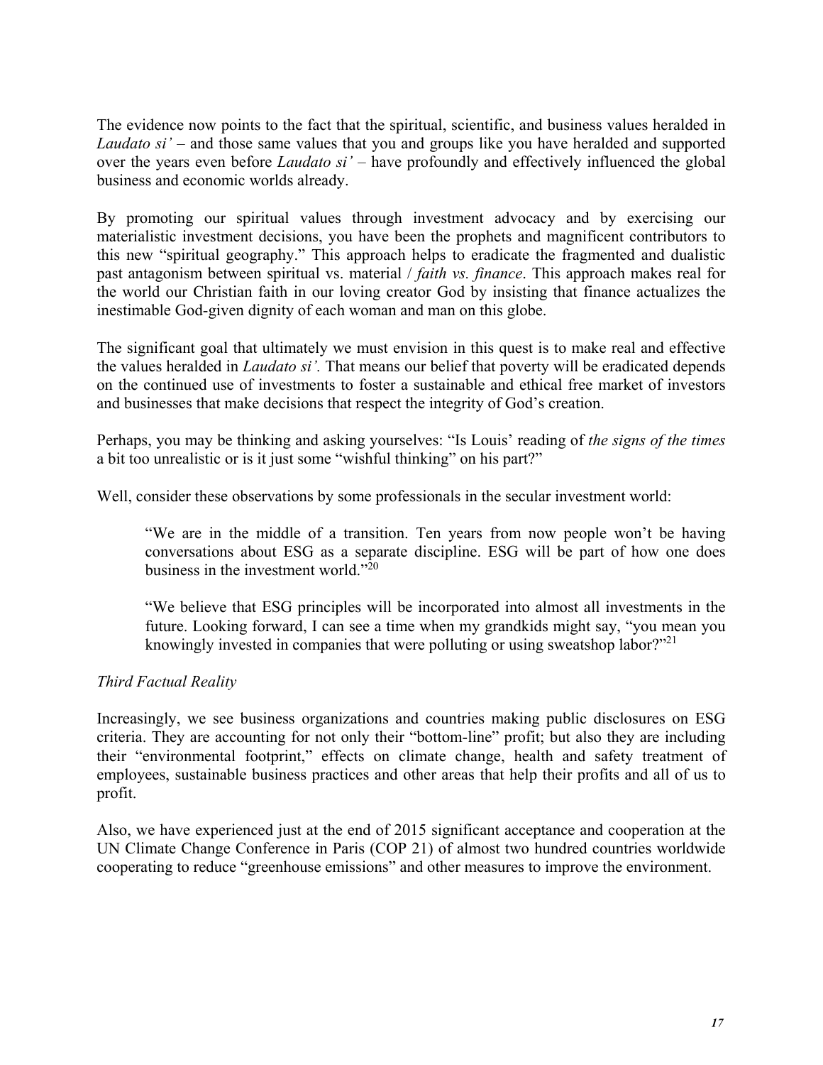The evidence now points to the fact that the spiritual, scientific, and business values heralded in *Laudato si'* – and those same values that you and groups like you have heralded and supported over the years even before *Laudato si'* – have profoundly and effectively influenced the global business and economic worlds already.

By promoting our spiritual values through investment advocacy and by exercising our materialistic investment decisions, you have been the prophets and magnificent contributors to this new "spiritual geography." This approach helps to eradicate the fragmented and dualistic past antagonism between spiritual vs. material / *faith vs. finance*. This approach makes real for the world our Christian faith in our loving creator God by insisting that finance actualizes the inestimable God-given dignity of each woman and man on this globe.

The significant goal that ultimately we must envision in this quest is to make real and effective the values heralded in *Laudato si'*. That means our belief that poverty will be eradicated depends on the continued use of investments to foster a sustainable and ethical free market of investors and businesses that make decisions that respect the integrity of God's creation.

Perhaps, you may be thinking and asking yourselves: "Is Louis' reading of *the signs of the times* a bit too unrealistic or is it just some "wishful thinking" on his part?"

Well, consider these observations by some professionals in the secular investment world:

> "We are in the middle of a transition. Ten years from now people won't be having conversations about ESG as a separate discipline. ESG will be part of how one does business in the investment world."[20]
>
> "We believe that ESG principles will be incorporated into almost all investments in the future. Looking forward, I can see a time when my grandkids might say, "you mean you knowingly invested in companies that were polluting or using sweatshop labor?"[21]

*Third Factual Reality*

Increasingly, we see business organizations and countries making public disclosures on ESG criteria. They are accounting for not only their "bottom-line" profit; but also they are including their "environmental footprint," effects on climate change, health and safety treatment of employees, sustainable business practices and other areas that help their profits and all of us to profit.

Also, we have experienced just at the end of 2015 significant acceptance and cooperation at the UN Climate Change Conference in Paris (COP 21) of almost two hundred countries worldwide cooperating to reduce "greenhouse emissions" and other measures to improve the environment.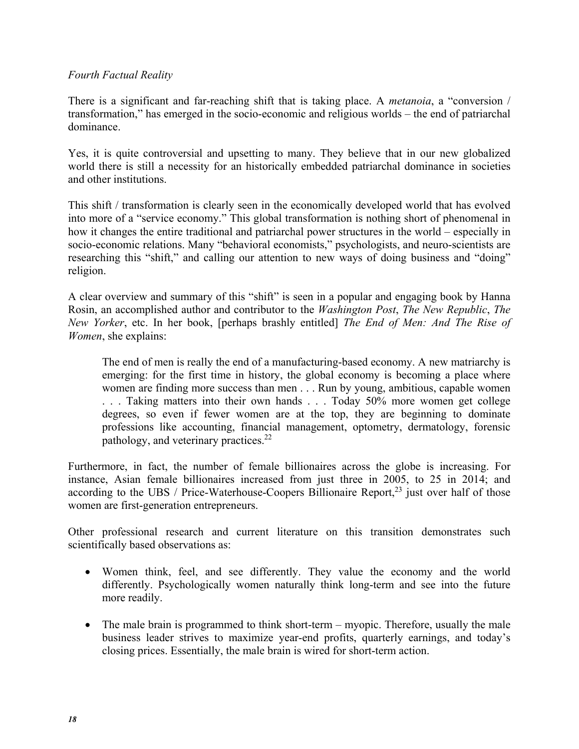*Fourth Factual Reality*

There is a significant and far-reaching shift that is taking place. A *metanoia*, a "conversion / transformation," has emerged in the socio-economic and religious worlds – the end of patriarchal dominance.

Yes, it is quite controversial and upsetting to many. They believe that in our new globalized world there is still a necessity for an historically embedded patriarchal dominance in societies and other institutions.

This shift / transformation is clearly seen in the economically developed world that has evolved into more of a "service economy." This global transformation is nothing short of phenomenal in how it changes the entire traditional and patriarchal power structures in the world – especially in socio-economic relations. Many "behavioral economists," psychologists, and neuro-scientists are researching this "shift," and calling our attention to new ways of doing business and "doing" religion.

A clear overview and summary of this "shift" is seen in a popular and engaging book by Hanna Rosin, an accomplished author and contributor to the *Washington Post*, *The New Republic*, *The New Yorker*, etc. In her book, [perhaps brashly entitled] *The End of Men: And The Rise of Women*, she explains:

> The end of men is really the end of a manufacturing-based economy. A new matriarchy is emerging: for the first time in history, the global economy is becoming a place where women are finding more success than men . . . Run by young, ambitious, capable women . . . Taking matters into their own hands . . . Today 50% more women get college degrees, so even if fewer women are at the top, they are beginning to dominate professions like accounting, financial management, optometry, dermatology, forensic pathology, and veterinary practices.[22]

Furthermore, in fact, the number of female billionaires across the globe is increasing. For instance, Asian female billionaires increased from just three in 2005, to 25 in 2014; and according to the UBS / Price-Waterhouse-Coopers Billionaire Report,[23] just over half of those women are first-generation entrepreneurs.

Other professional research and current literature on this transition demonstrates such scientifically based observations as:

- Women think, feel, and see differently. They value the economy and the world differently. Psychologically women naturally think long-term and see into the future more readily.
- The male brain is programmed to think short-term – myopic. Therefore, usually the male business leader strives to maximize year-end profits, quarterly earnings, and today's closing prices. Essentially, the male brain is wired for short-term action.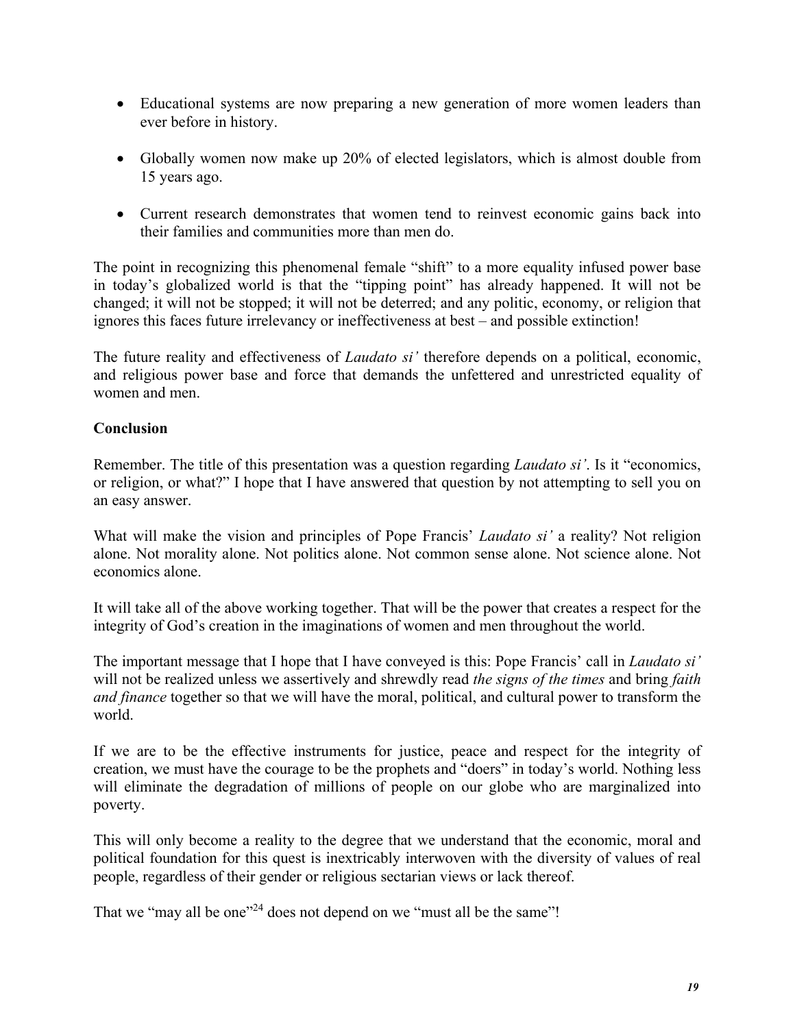- Educational systems are now preparing a new generation of more women leaders than ever before in history.

- Globally women now make up 20% of elected legislators, which is almost double from 15 years ago.

- Current research demonstrates that women tend to reinvest economic gains back into their families and communities more than men do.

The point in recognizing this phenomenal female "shift" to a more equality infused power base in today's globalized world is that the "tipping point" has already happened. It will not be changed; it will not be stopped; it will not be deterred; and any politic, economy, or religion that ignores this faces future irrelevancy or ineffectiveness at best – and possible extinction!

The future reality and effectiveness of *Laudato si'* therefore depends on a political, economic, and religious power base and force that demands the unfettered and unrestricted equality of women and men.

**Conclusion**

Remember. The title of this presentation was a question regarding *Laudato si'*. Is it "economics, or religion, or what?" I hope that I have answered that question by not attempting to sell you on an easy answer.

What will make the vision and principles of Pope Francis' *Laudato si'* a reality? Not religion alone. Not morality alone. Not politics alone. Not common sense alone. Not science alone. Not economics alone.

It will take all of the above working together. That will be the power that creates a respect for the integrity of God's creation in the imaginations of women and men throughout the world.

The important message that I hope that I have conveyed is this: Pope Francis' call in *Laudato si'* will not be realized unless we assertively and shrewdly read *the signs of the times* and bring *faith and finance* together so that we will have the moral, political, and cultural power to transform the world.

If we are to be the effective instruments for justice, peace and respect for the integrity of creation, we must have the courage to be the prophets and "doers" in today's world. Nothing less will eliminate the degradation of millions of people on our globe who are marginalized into poverty.

This will only become a reality to the degree that we understand that the economic, moral and political foundation for this quest is inextricably interwoven with the diversity of values of real people, regardless of their gender or religious sectarian views or lack thereof.

That we "may all be one"[24] does not depend on we "must all be the same"!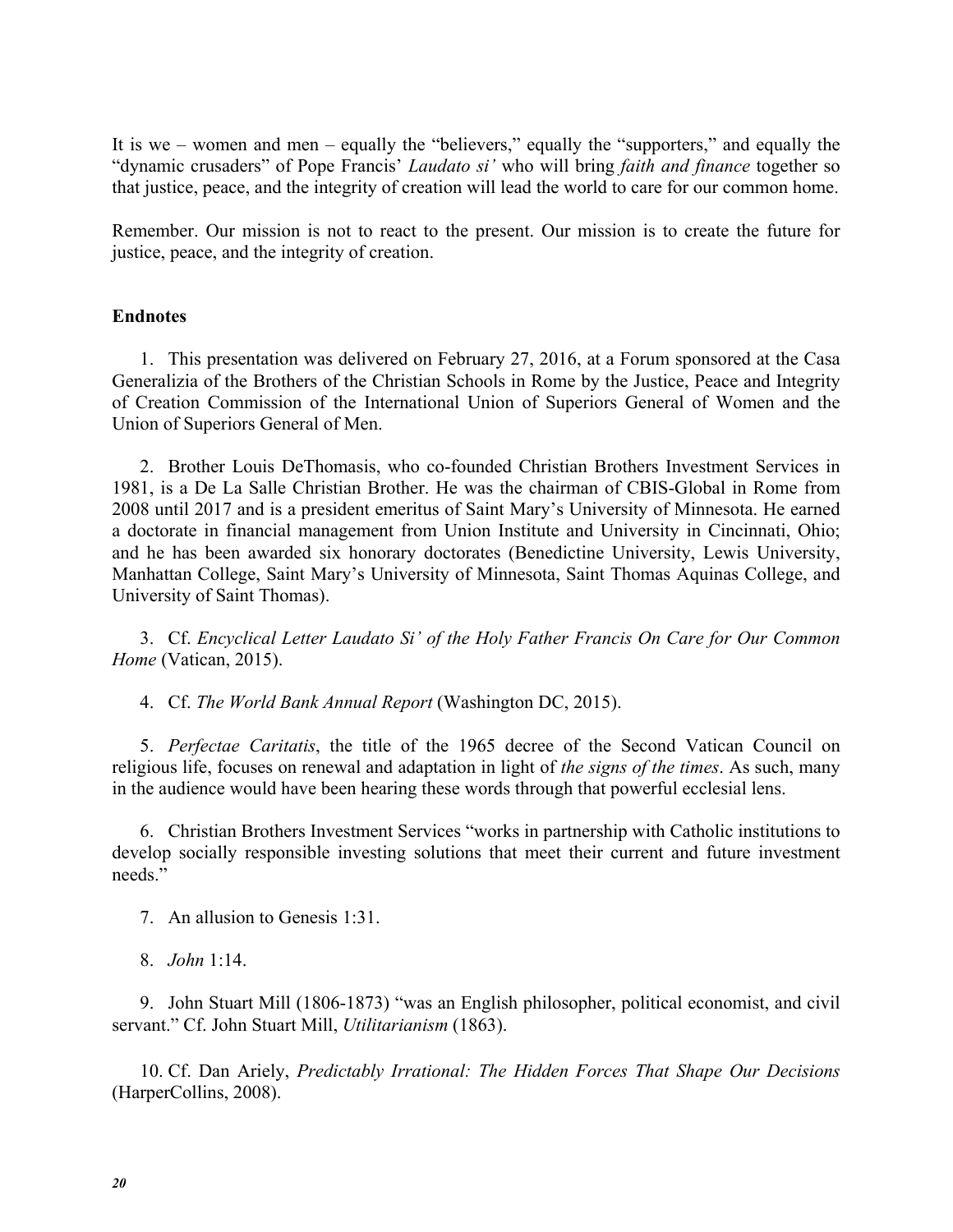It is we – women and men – equally the "believers," equally the "supporters," and equally the "dynamic crusaders" of Pope Francis' *Laudato si'* who will bring *faith and finance* together so that justice, peace, and the integrity of creation will lead the world to care for our common home.

Remember. Our mission is not to react to the present. Our mission is to create the future for justice, peace, and the integrity of creation.

**Endnotes**

1. This presentation was delivered on February 27, 2016, at a Forum sponsored at the Casa Generalizia of the Brothers of the Christian Schools in Rome by the Justice, Peace and Integrity of Creation Commission of the International Union of Superiors General of Women and the Union of Superiors General of Men.

2. Brother Louis DeThomasis, who co-founded Christian Brothers Investment Services in 1981, is a De La Salle Christian Brother. He was the chairman of CBIS-Global in Rome from 2008 until 2017 and is a president emeritus of Saint Mary's University of Minnesota. He earned a doctorate in financial management from Union Institute and University in Cincinnati, Ohio; and he has been awarded six honorary doctorates (Benedictine University, Lewis University, Manhattan College, Saint Mary's University of Minnesota, Saint Thomas Aquinas College, and University of Saint Thomas).

3. Cf. *Encyclical Letter Laudato Si' of the Holy Father Francis On Care for Our Common Home* (Vatican, 2015).

4. Cf. *The World Bank Annual Report* (Washington DC, 2015).

5. *Perfectae Caritatis*, the title of the 1965 decree of the Second Vatican Council on religious life, focuses on renewal and adaptation in light of *the signs of the times*. As such, many in the audience would have been hearing these words through that powerful ecclesial lens.

6. Christian Brothers Investment Services "works in partnership with Catholic institutions to develop socially responsible investing solutions that meet their current and future investment needs."

7. An allusion to Genesis 1:31.

8. *John* 1:14.

9. John Stuart Mill (1806-1873) "was an English philosopher, political economist, and civil servant." Cf. John Stuart Mill, *Utilitarianism* (1863).

10. Cf. Dan Ariely, *Predictably Irrational: The Hidden Forces That Shape Our Decisions* (HarperCollins, 2008).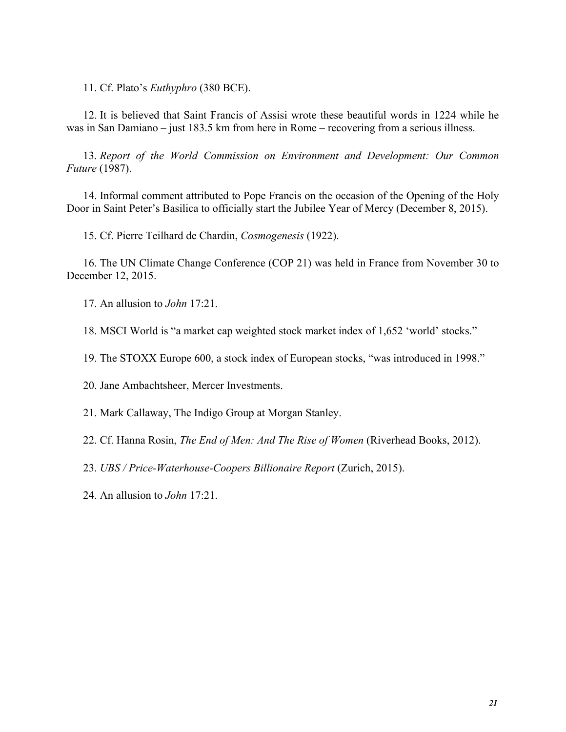11. Cf. Plato's *Euthyphro* (380 BCE).

12. It is believed that Saint Francis of Assisi wrote these beautiful words in 1224 while he was in San Damiano – just 183.5 km from here in Rome – recovering from a serious illness.

13. *Report of the World Commission on Environment and Development: Our Common Future* (1987).

14. Informal comment attributed to Pope Francis on the occasion of the Opening of the Holy Door in Saint Peter's Basilica to officially start the Jubilee Year of Mercy (December 8, 2015).

15. Cf. Pierre Teilhard de Chardin, *Cosmogenesis* (1922).

16. The UN Climate Change Conference (COP 21) was held in France from November 30 to December 12, 2015.

17. An allusion to *John* 17:21.

18. MSCI World is "a market cap weighted stock market index of 1,652 'world' stocks."

19. The STOXX Europe 600, a stock index of European stocks, "was introduced in 1998."

20. Jane Ambachtsheer, Mercer Investments.

21. Mark Callaway, The Indigo Group at Morgan Stanley.

22. Cf. Hanna Rosin, *The End of Men: And The Rise of Women* (Riverhead Books, 2012).

23. *UBS / Price-Waterhouse-Coopers Billionaire Report* (Zurich, 2015).

24. An allusion to *John* 17:21.